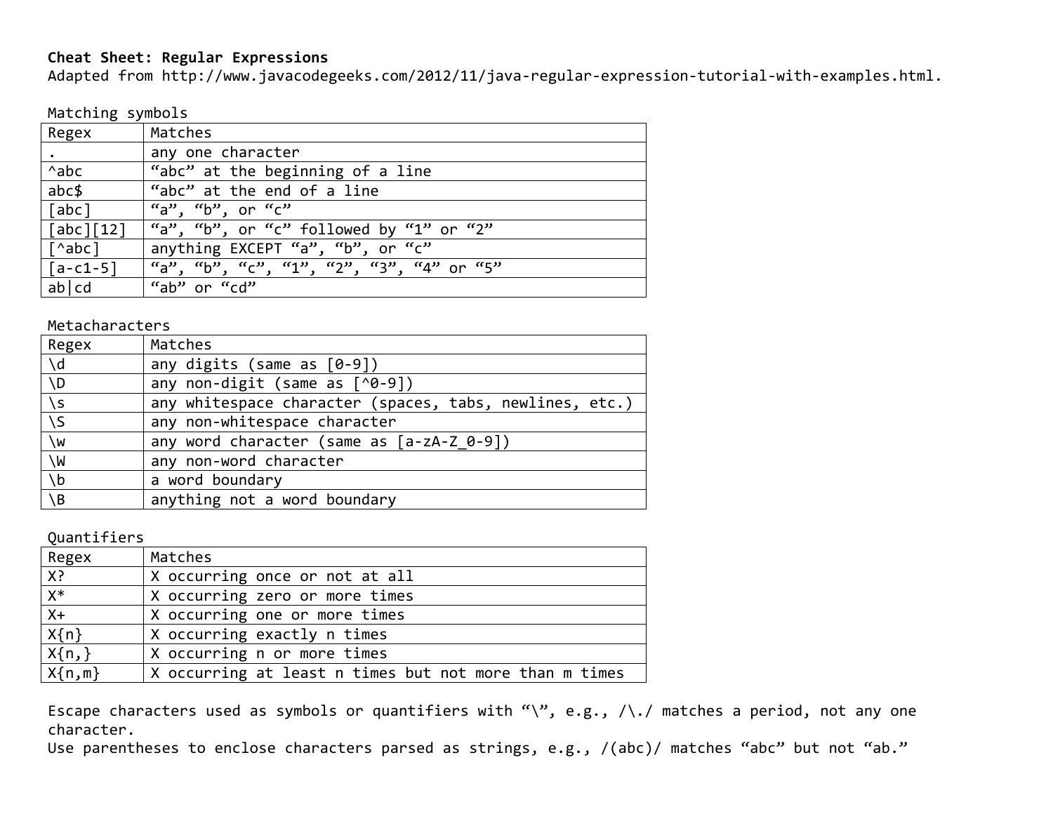**Cheat Sheet: Regular Expressions**
Adapted from http://www.javacodegeeks.com/2012/11/java-regular-expression-tutorial-with-examples.html.

Matching symbols

| Regex | Matches |
|---|---|
| . | any one character |
| ^abc | "abc" at the beginning of a line |
| abc$ | "abc" at the end of a line |
| [abc] | "a", "b", or "c" |
| [abc][12] | "a", "b", or "c" followed by "1" or "2" |
| [^abc] | anything EXCEPT "a", "b", or "c" |
| [a-c1-5] | "a", "b", "c", "1", "2", "3", "4" or "5" |
| ab\|cd | "ab" or "cd" |

Metacharacters

| Regex | Matches |
|---|---|
| \d | any digits (same as [0-9]) |
| \D | any non-digit (same as [^0-9]) |
| \s | any whitespace character (spaces, tabs, newlines, etc.) |
| \S | any non-whitespace character |
| \w | any word character (same as [a-zA-Z_0-9]) |
| \W | any non-word character |
| \b | a word boundary |
| \B | anything not a word boundary |

Quantifiers

| Regex | Matches |
|---|---|
| X? | X occurring once or not at all |
| X* | X occurring zero or more times |
| X+ | X occurring one or more times |
| X{n} | X occurring exactly n times |
| X{n,} | X occurring n or more times |
| X{n,m} | X occurring at least n times but not more than m times |

Escape characters used as symbols or quantifiers with "\", e.g., /\./ matches a period, not any one character.
Use parentheses to enclose characters parsed as strings, e.g., /(abc)/ matches "abc" but not "ab."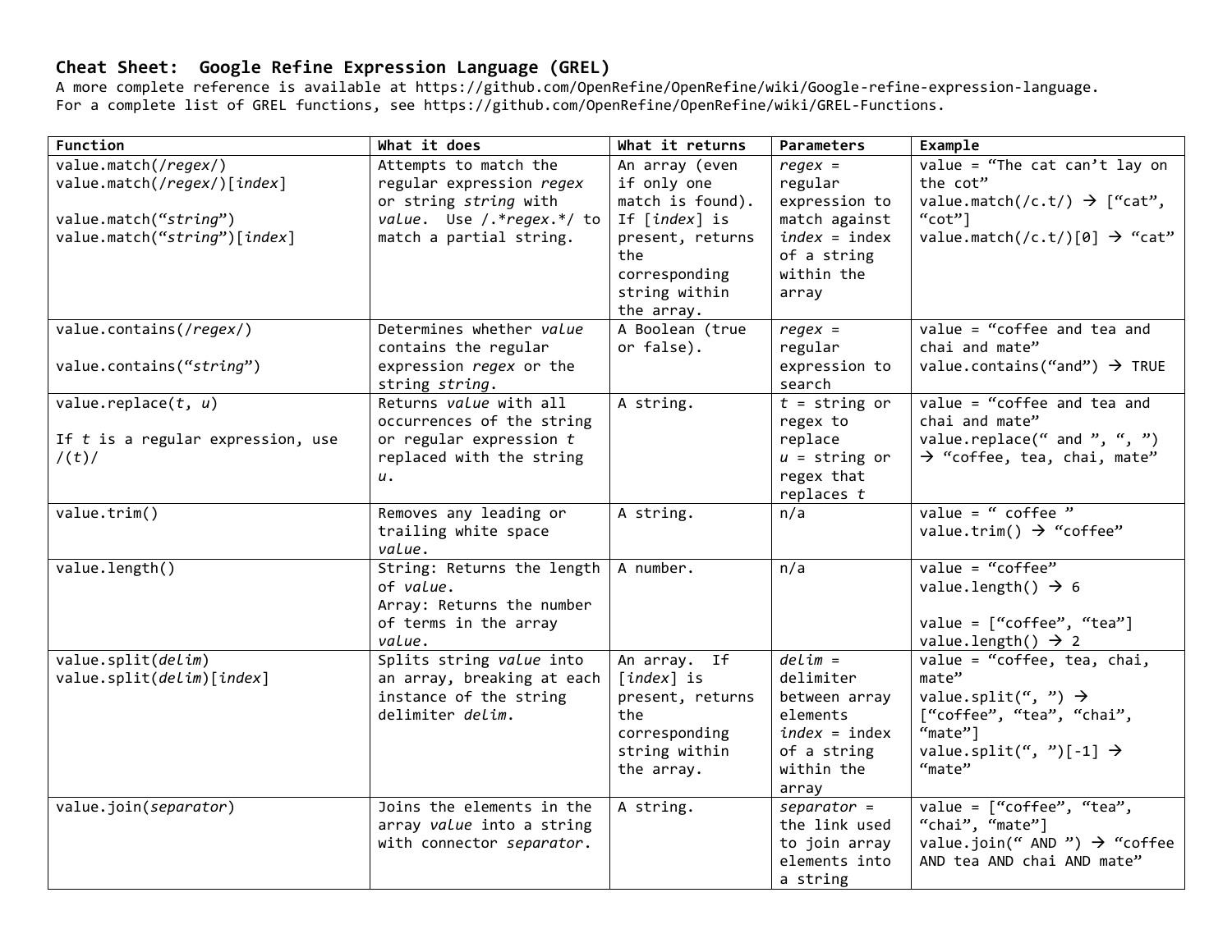**Cheat Sheet: Google Refine Expression Language (GREL)**

A more complete reference is available at https://github.com/OpenRefine/OpenRefine/wiki/Google-refine-expression-language.
For a complete list of GREL functions, see https://github.com/OpenRefine/OpenRefine/wiki/GREL-Functions.

| Function | What it does | What it returns | Parameters | Example |
|---|---|---|---|---|
| value.match(/*regex*/)<br>value.match(/*regex*/)[*index*]<br><br>value.match("*string*")<br>value.match("*string*")[*index*] | Attempts to match the regular expression *regex* or string *string* with *value*. Use /.\*regex.\*/ to match a partial string. | An array (even if only one match is found). If [*index*] is present, returns the corresponding string within the array. | *regex* = regular expression to match against<br>*index* = index of a string within the array | value = "The cat can't lay on the cot"<br>value.match(/c.t/) → ["cat", "cot"]<br>value.match(/c.t/)[0] → "cat" |
| value.contains(/*regex*/)<br><br>value.contains("*string*") | Determines whether *value* contains the regular expression *regex* or the string *string*. | A Boolean (true or false). | *regex* = regular expression to search | value = "coffee and tea and chai and mate"<br>value.contains("and") → TRUE |
| value.replace(*t*, *u*)<br><br>If *t* is a regular expression, use /(*t*)/ | Returns *value* with all occurrences of the string or regular expression *t* replaced with the string *u*. | A string. | *t* = string or regex to replace<br>*u* = string or regex that replaces *t* | value = "coffee and tea and chai and mate"<br>value.replace(" and ", ", ") → "coffee, tea, chai, mate" |
| value.trim() | Removes any leading or trailing white space *value*. | A string. | n/a | value = " coffee "<br>value.trim() → "coffee" |
| value.length() | String: Returns the length of *value*.<br>Array: Returns the number of terms in the array *value*. | A number. | n/a | value = "coffee"<br>value.length() → 6<br><br>value = ["coffee", "tea"]<br>value.length() → 2 |
| value.split(*delim*)<br>value.split(*delim*)[*index*] | Splits string *value* into an array, breaking at each instance of the string delimiter *delim*. | An array. If [*index*] is present, returns the corresponding string within the array. | *delim* = delimiter between array elements<br>*index* = index of a string within the array | value = "coffee, tea, chai, mate"<br>value.split(", ") → ["coffee", "tea", "chai", "mate"]<br>value.split(", ")[-1] → "mate" |
| value.join(*separator*) | Joins the elements in the array *value* into a string with connector *separator*. | A string. | *separator* = the link used to join array elements into a string | value = ["coffee", "tea", "chai", "mate"]<br>value.join(" AND ") → "coffee AND tea AND chai AND mate" |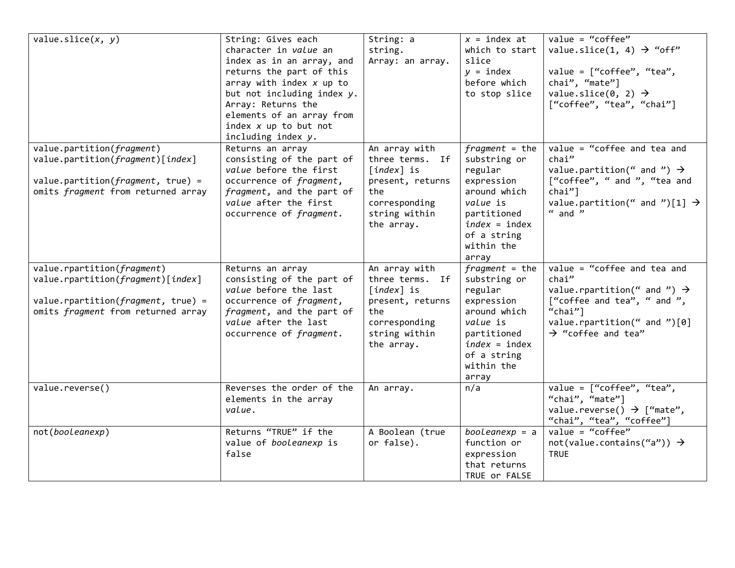| | | | | |
|---|---|---|---|---|
| value.slice(*x*, *y*) | String: Gives each character in *value* an index as in an array, and returns the part of this array with index *x* up to but not including index *y*.<br>Array: Returns the elements of an array from index *x* up to but not including index *y*. | String: a string.<br>Array: an array. | *x* = index at which to start slice<br>*y* = index before which to stop slice | value = “coffee”<br>value.slice(1, 4) → “off”<br><br>value = [“coffee”, “tea”, chai”, “mate”]<br>value.slice(0, 2) → [“coffee”, “tea”, “chai”] |
| value.partition(*fragment*)<br>value.partition(*fragment*)[*index*]<br><br>value.partition(*fragment*, true) = omits *fragment* from returned array | Returns an array consisting of the part of *value* before the first occurrence of *fragment*, *fragment*, and the part of *value* after the first occurrence of *fragment*. | An array with three terms. If [*index*] is present, returns the corresponding string within the array. | *fragment* = the substring or regular expression around which *value* is partitioned<br>*index* = index of a string within the array | value = “coffee and tea and chai”<br>value.partition(“ and ”) → [“coffee”, “ and ”, “tea and chai”]<br>value.partition(“ and ”)[1] → “ and ” |
| value.rpartition(*fragment*)<br>value.rpartition(*fragment*)[*index*]<br><br>value.rpartition(*fragment*, true) = omits *fragment* from returned array | Returns an array consisting of the part of *value* before the last occurrence of *fragment*, *fragment*, and the part of *value* after the last occurrence of *fragment*. | An array with three terms. If [*index*] is present, returns the corresponding string within the array. | *fragment* = the substring or regular expression around which *value* is partitioned<br>*index* = index of a string within the array | value = “coffee and tea and chai”<br>value.rpartition(“ and ”) → [“coffee and tea”, “ and ”, “chai”]<br>value.rpartition(“ and ”)[0] → “coffee and tea” |
| value.reverse() | Reverses the order of the elements in the array *value*. | An array. | n/a | value = [“coffee”, “tea”, “chai”, “mate”]<br>value.reverse() → [“mate”, “chai”, “tea”, “coffee”] |
| not(*booleanexp*) | Returns “TRUE” if the value of *booleanexp* is false | A Boolean (true or false). | *booleanexp* = a function or expression that returns TRUE or FALSE | value = “coffee”<br>not(value.contains(“a”)) → TRUE |